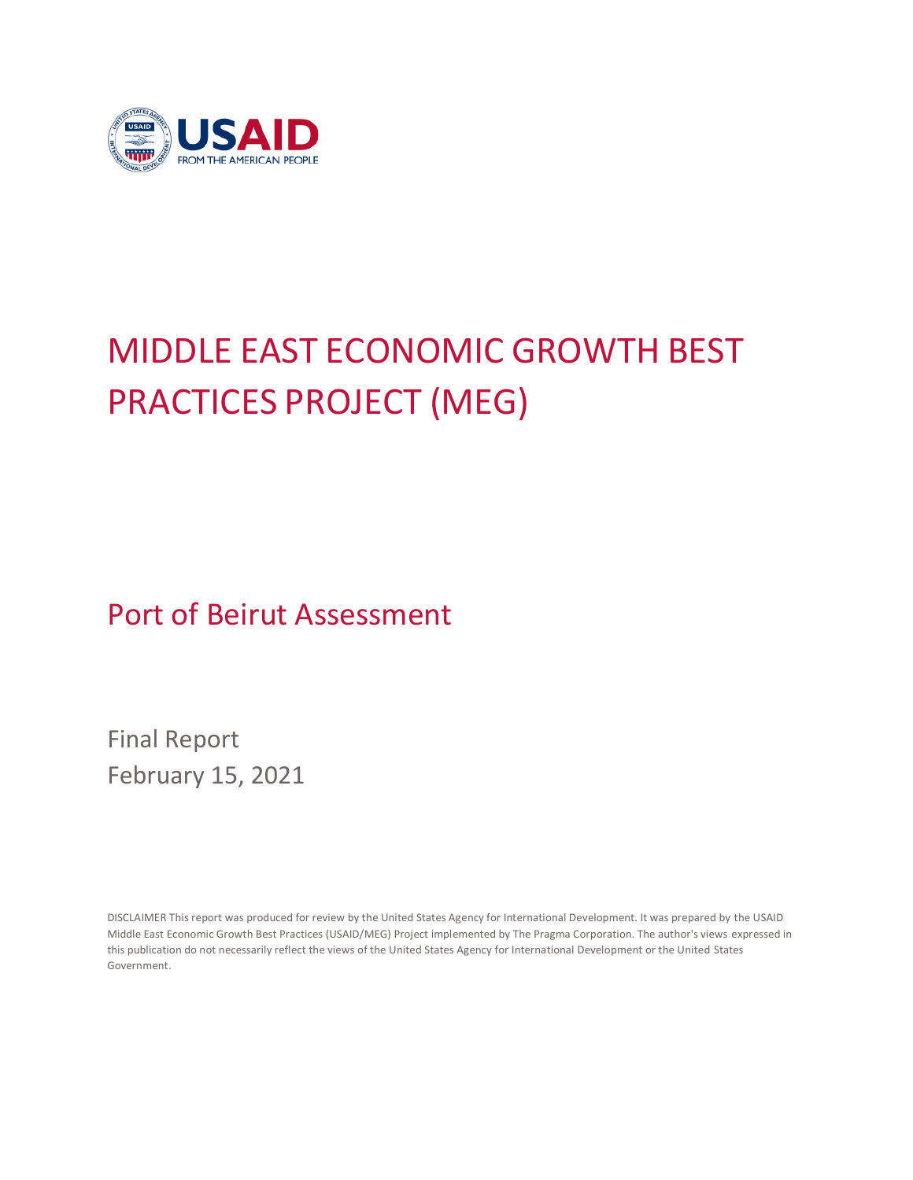USAID
FROM THE AMERICAN PEOPLE

# MIDDLE EAST ECONOMIC GROWTH BEST PRACTICES PROJECT (MEG)

## Port of Beirut Assessment

Final Report
February 15, 2021

DISCLAIMER This report was produced for review by the United States Agency for International Development. It was prepared by the USAID Middle East Economic Growth Best Practices (USAID/MEG) Project implemented by The Pragma Corporation. The author's views expressed in this publication do not necessarily reflect the views of the United States Agency for International Development or the United States Government.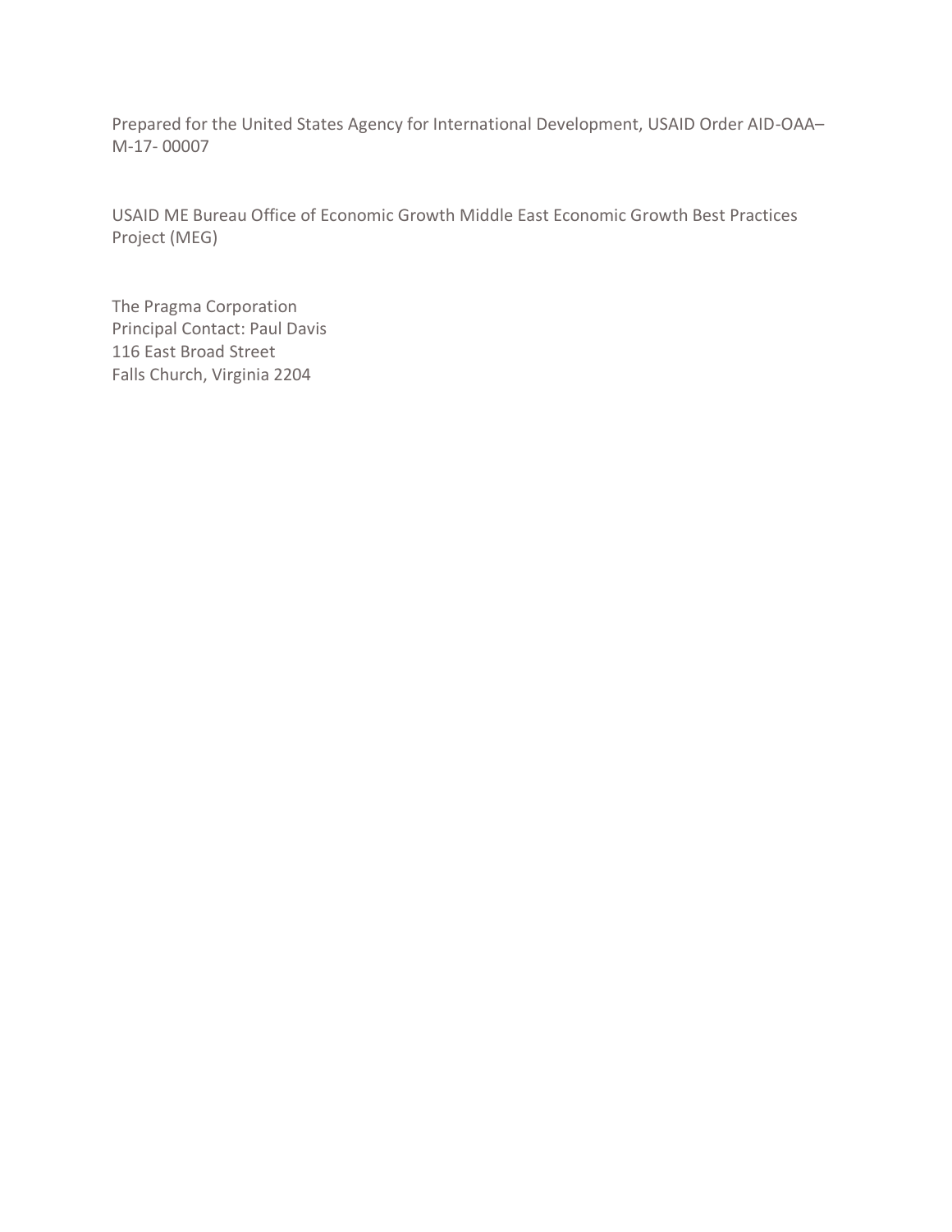Prepared for the United States Agency for International Development, USAID Order AID-OAA–M-17- 00007

USAID ME Bureau Office of Economic Growth Middle East Economic Growth Best Practices Project (MEG)

The Pragma Corporation
Principal Contact: Paul Davis
116 East Broad Street
Falls Church, Virginia 2204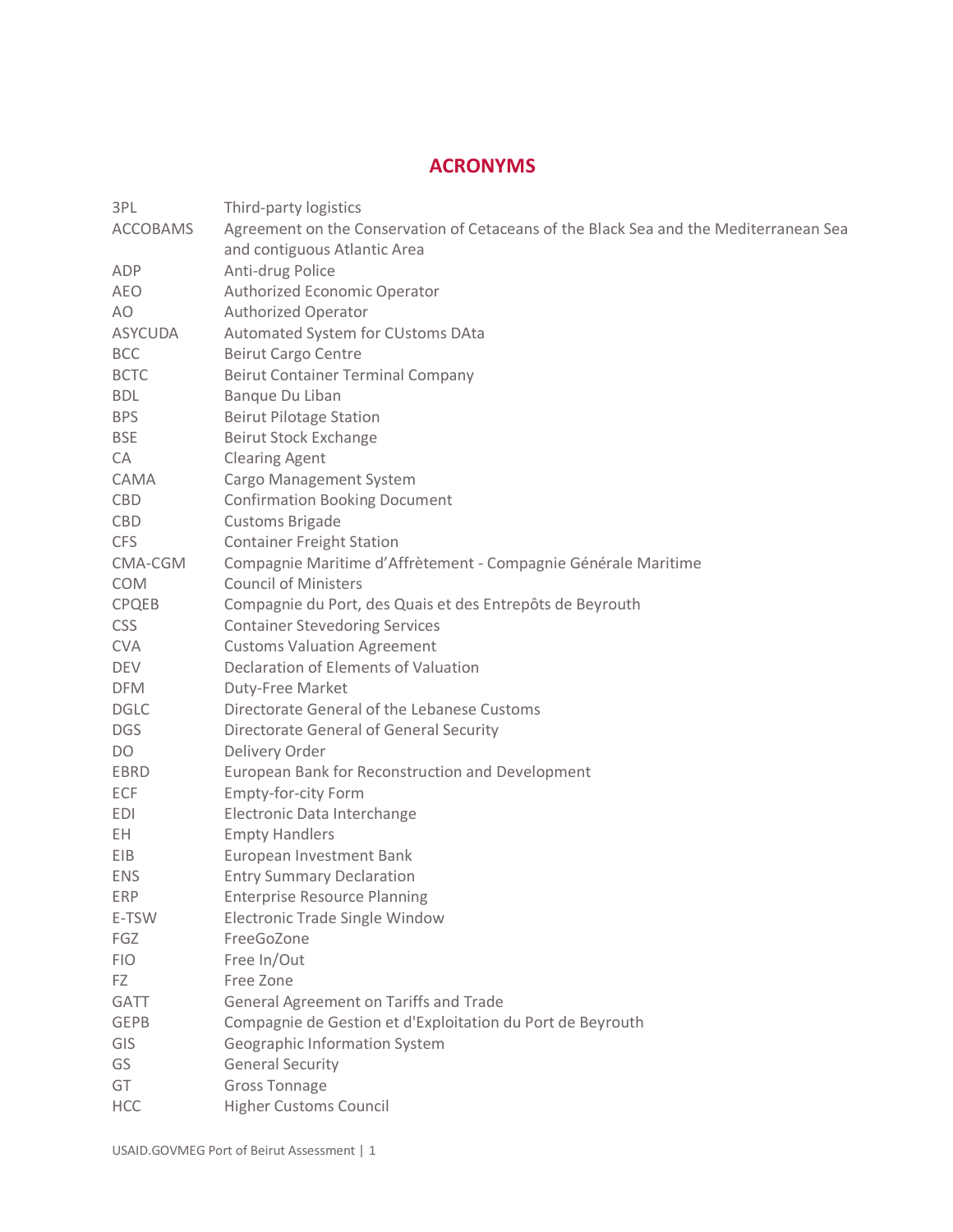# ACRONYMS

| | |
|---|---|
| 3PL | Third-party logistics |
| ACCOBAMS | Agreement on the Conservation of Cetaceans of the Black Sea and the Mediterranean Sea and contiguous Atlantic Area |
| ADP | Anti-drug Police |
| AEO | Authorized Economic Operator |
| AO | Authorized Operator |
| ASYCUDA | Automated System for CUstoms DAta |
| BCC | Beirut Cargo Centre |
| BCTC | Beirut Container Terminal Company |
| BDL | Banque Du Liban |
| BPS | Beirut Pilotage Station |
| BSE | Beirut Stock Exchange |
| CA | Clearing Agent |
| CAMA | Cargo Management System |
| CBD | Confirmation Booking Document |
| CBD | Customs Brigade |
| CFS | Container Freight Station |
| CMA-CGM | Compagnie Maritime d'Affrètement - Compagnie Générale Maritime |
| COM | Council of Ministers |
| CPQEB | Compagnie du Port, des Quais et des Entrepôts de Beyrouth |
| CSS | Container Stevedoring Services |
| CVA | Customs Valuation Agreement |
| DEV | Declaration of Elements of Valuation |
| DFM | Duty-Free Market |
| DGLC | Directorate General of the Lebanese Customs |
| DGS | Directorate General of General Security |
| DO | Delivery Order |
| EBRD | European Bank for Reconstruction and Development |
| ECF | Empty-for-city Form |
| EDI | Electronic Data Interchange |
| EH | Empty Handlers |
| EIB | European Investment Bank |
| ENS | Entry Summary Declaration |
| ERP | Enterprise Resource Planning |
| E-TSW | Electronic Trade Single Window |
| FGZ | FreeGoZone |
| FIO | Free In/Out |
| FZ | Free Zone |
| GATT | General Agreement on Tariffs and Trade |
| GEPB | Compagnie de Gestion et d'Exploitation du Port de Beyrouth |
| GIS | Geographic Information System |
| GS | General Security |
| GT | Gross Tonnage |
| HCC | Higher Customs Council |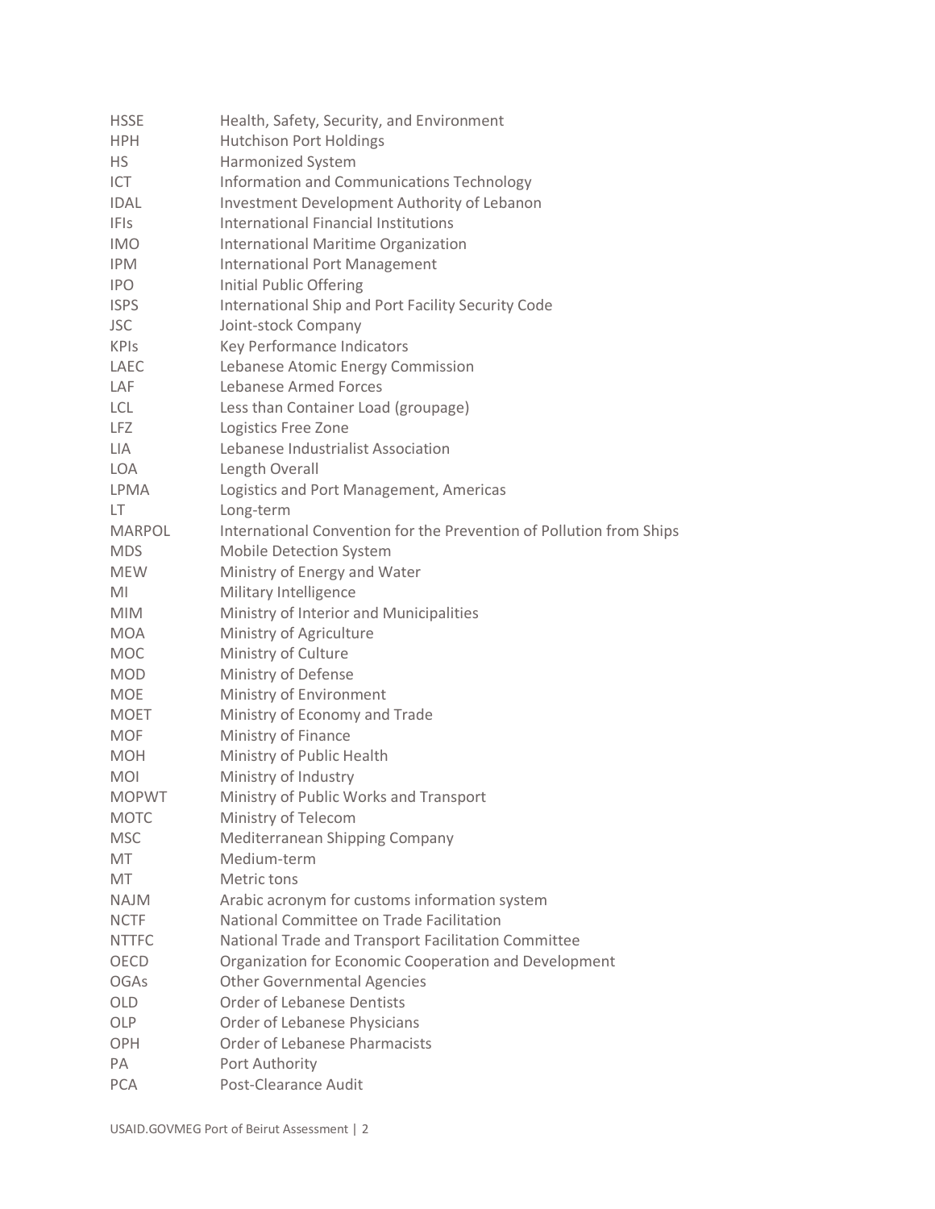| | |
|---|---|
| HSSE | Health, Safety, Security, and Environment |
| HPH | Hutchison Port Holdings |
| HS | Harmonized System |
| ICT | Information and Communications Technology |
| IDAL | Investment Development Authority of Lebanon |
| IFIs | International Financial Institutions |
| IMO | International Maritime Organization |
| IPM | International Port Management |
| IPO | Initial Public Offering |
| ISPS | International Ship and Port Facility Security Code |
| JSC | Joint-stock Company |
| KPIs | Key Performance Indicators |
| LAEC | Lebanese Atomic Energy Commission |
| LAF | Lebanese Armed Forces |
| LCL | Less than Container Load (groupage) |
| LFZ | Logistics Free Zone |
| LIA | Lebanese Industrialist Association |
| LOA | Length Overall |
| LPMA | Logistics and Port Management, Americas |
| LT | Long-term |
| MARPOL | International Convention for the Prevention of Pollution from Ships |
| MDS | Mobile Detection System |
| MEW | Ministry of Energy and Water |
| MI | Military Intelligence |
| MIM | Ministry of Interior and Municipalities |
| MOA | Ministry of Agriculture |
| MOC | Ministry of Culture |
| MOD | Ministry of Defense |
| MOE | Ministry of Environment |
| MOET | Ministry of Economy and Trade |
| MOF | Ministry of Finance |
| MOH | Ministry of Public Health |
| MOI | Ministry of Industry |
| MOPWT | Ministry of Public Works and Transport |
| MOTC | Ministry of Telecom |
| MSC | Mediterranean Shipping Company |
| MT | Medium-term |
| MT | Metric tons |
| NAJM | Arabic acronym for customs information system |
| NCTF | National Committee on Trade Facilitation |
| NTTFC | National Trade and Transport Facilitation Committee |
| OECD | Organization for Economic Cooperation and Development |
| OGAs | Other Governmental Agencies |
| OLD | Order of Lebanese Dentists |
| OLP | Order of Lebanese Physicians |
| OPH | Order of Lebanese Pharmacists |
| PA | Port Authority |
| PCA | Post-Clearance Audit |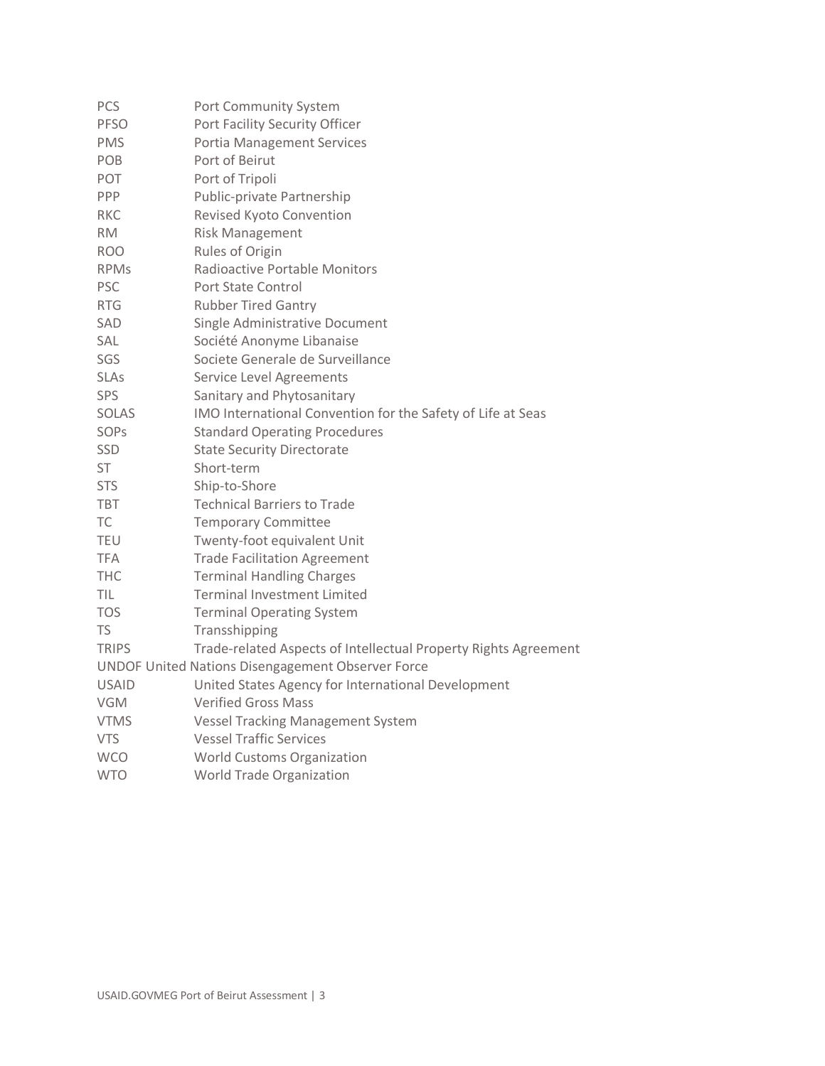| | |
|---|---|
| PCS | Port Community System |
| PFSO | Port Facility Security Officer |
| PMS | Portia Management Services |
| POB | Port of Beirut |
| POT | Port of Tripoli |
| PPP | Public-private Partnership |
| RKC | Revised Kyoto Convention |
| RM | Risk Management |
| ROO | Rules of Origin |
| RPMs | Radioactive Portable Monitors |
| PSC | Port State Control |
| RTG | Rubber Tired Gantry |
| SAD | Single Administrative Document |
| SAL | Société Anonyme Libanaise |
| SGS | Societe Generale de Surveillance |
| SLAs | Service Level Agreements |
| SPS | Sanitary and Phytosanitary |
| SOLAS | IMO International Convention for the Safety of Life at Seas |
| SOPs | Standard Operating Procedures |
| SSD | State Security Directorate |
| ST | Short-term |
| STS | Ship-to-Shore |
| TBT | Technical Barriers to Trade |
| TC | Temporary Committee |
| TEU | Twenty-foot equivalent Unit |
| TFA | Trade Facilitation Agreement |
| THC | Terminal Handling Charges |
| TIL | Terminal Investment Limited |
| TOS | Terminal Operating System |
| TS | Transshipping |
| TRIPS | Trade-related Aspects of Intellectual Property Rights Agreement |
| UNDOF | United Nations Disengagement Observer Force |
| USAID | United States Agency for International Development |
| VGM | Verified Gross Mass |
| VTMS | Vessel Tracking Management System |
| VTS | Vessel Traffic Services |
| WCO | World Customs Organization |
| WTO | World Trade Organization |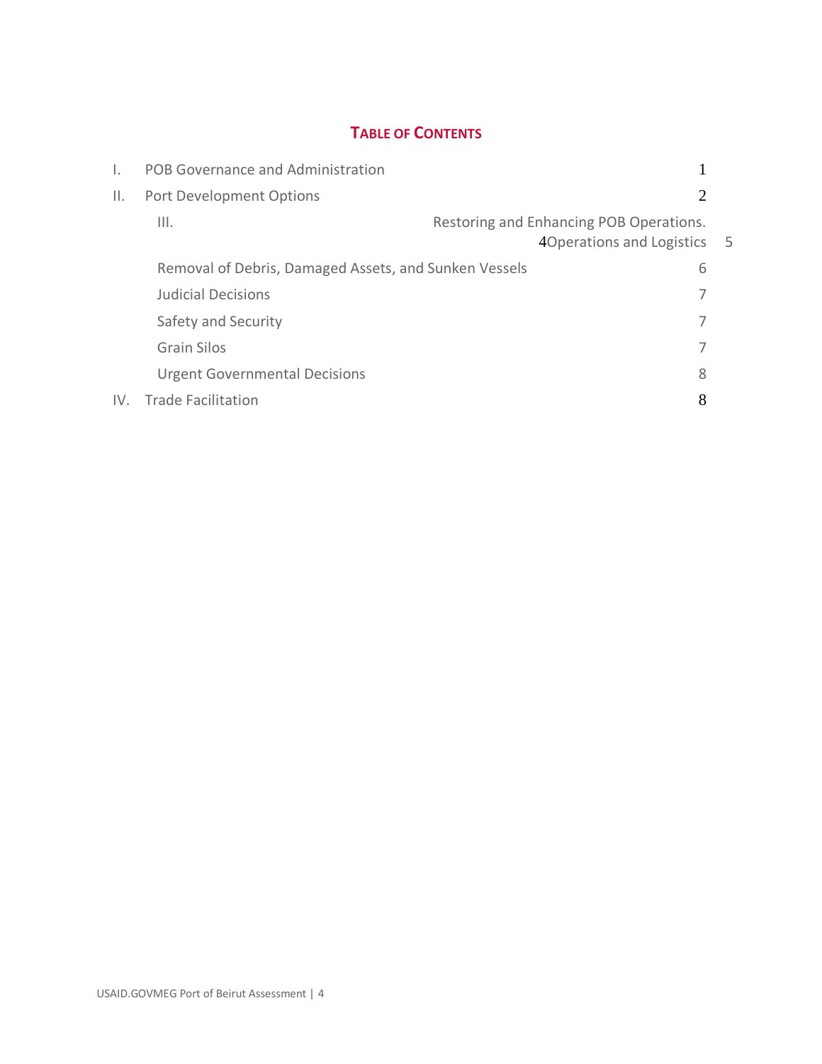# TABLE OF CONTENTS

I. POB Governance and Administration 1

II. Port Development Options 2

III. Restoring and Enhancing POB Operations. 4Operations and Logistics 5

Removal of Debris, Damaged Assets, and Sunken Vessels 6

Judicial Decisions 7

Safety and Security 7

Grain Silos 7

Urgent Governmental Decisions 8

IV. Trade Facilitation 8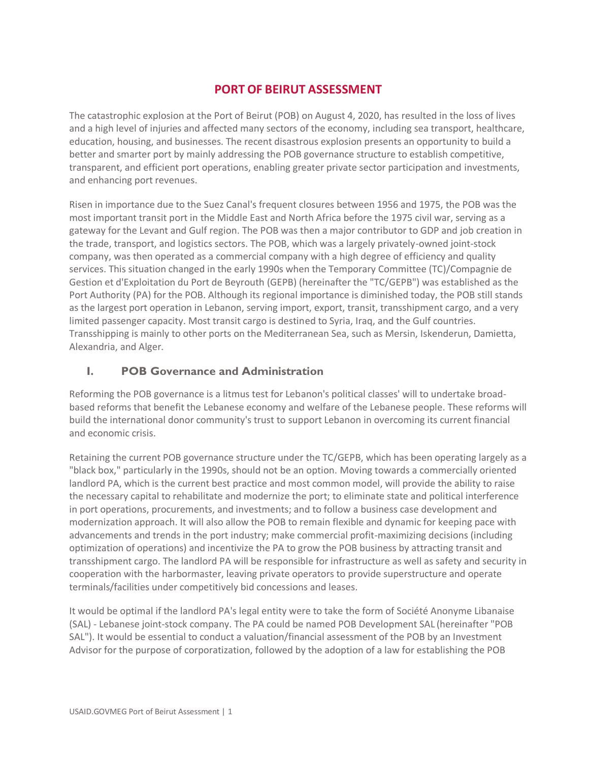# PORT OF BEIRUT ASSESSMENT

The catastrophic explosion at the Port of Beirut (POB) on August 4, 2020, has resulted in the loss of lives and a high level of injuries and affected many sectors of the economy, including sea transport, healthcare, education, housing, and businesses. The recent disastrous explosion presents an opportunity to build a better and smarter port by mainly addressing the POB governance structure to establish competitive, transparent, and efficient port operations, enabling greater private sector participation and investments, and enhancing port revenues.

Risen in importance due to the Suez Canal's frequent closures between 1956 and 1975, the POB was the most important transit port in the Middle East and North Africa before the 1975 civil war, serving as a gateway for the Levant and Gulf region. The POB was then a major contributor to GDP and job creation in the trade, transport, and logistics sectors. The POB, which was a largely privately-owned joint-stock company, was then operated as a commercial company with a high degree of efficiency and quality services. This situation changed in the early 1990s when the Temporary Committee (TC)/Compagnie de Gestion et d'Exploitation du Port de Beyrouth (GEPB) (hereinafter the "TC/GEPB") was established as the Port Authority (PA) for the POB. Although its regional importance is diminished today, the POB still stands as the largest port operation in Lebanon, serving import, export, transit, transshipment cargo, and a very limited passenger capacity. Most transit cargo is destined to Syria, Iraq, and the Gulf countries. Transshipping is mainly to other ports on the Mediterranean Sea, such as Mersin, Iskenderun, Damietta, Alexandria, and Alger.

## I. POB Governance and Administration

Reforming the POB governance is a litmus test for Lebanon's political classes' will to undertake broad-based reforms that benefit the Lebanese economy and welfare of the Lebanese people. These reforms will build the international donor community's trust to support Lebanon in overcoming its current financial and economic crisis.

Retaining the current POB governance structure under the TC/GEPB, which has been operating largely as a "black box," particularly in the 1990s, should not be an option. Moving towards a commercially oriented landlord PA, which is the current best practice and most common model, will provide the ability to raise the necessary capital to rehabilitate and modernize the port; to eliminate state and political interference in port operations, procurements, and investments; and to follow a business case development and modernization approach. It will also allow the POB to remain flexible and dynamic for keeping pace with advancements and trends in the port industry; make commercial profit-maximizing decisions (including optimization of operations) and incentivize the PA to grow the POB business by attracting transit and transshipment cargo. The landlord PA will be responsible for infrastructure as well as safety and security in cooperation with the harbormaster, leaving private operators to provide superstructure and operate terminals/facilities under competitively bid concessions and leases.

It would be optimal if the landlord PA's legal entity were to take the form of Société Anonyme Libanaise (SAL) - Lebanese joint-stock company. The PA could be named POB Development SAL (hereinafter "POB SAL"). It would be essential to conduct a valuation/financial assessment of the POB by an Investment Advisor for the purpose of corporatization, followed by the adoption of a law for establishing the POB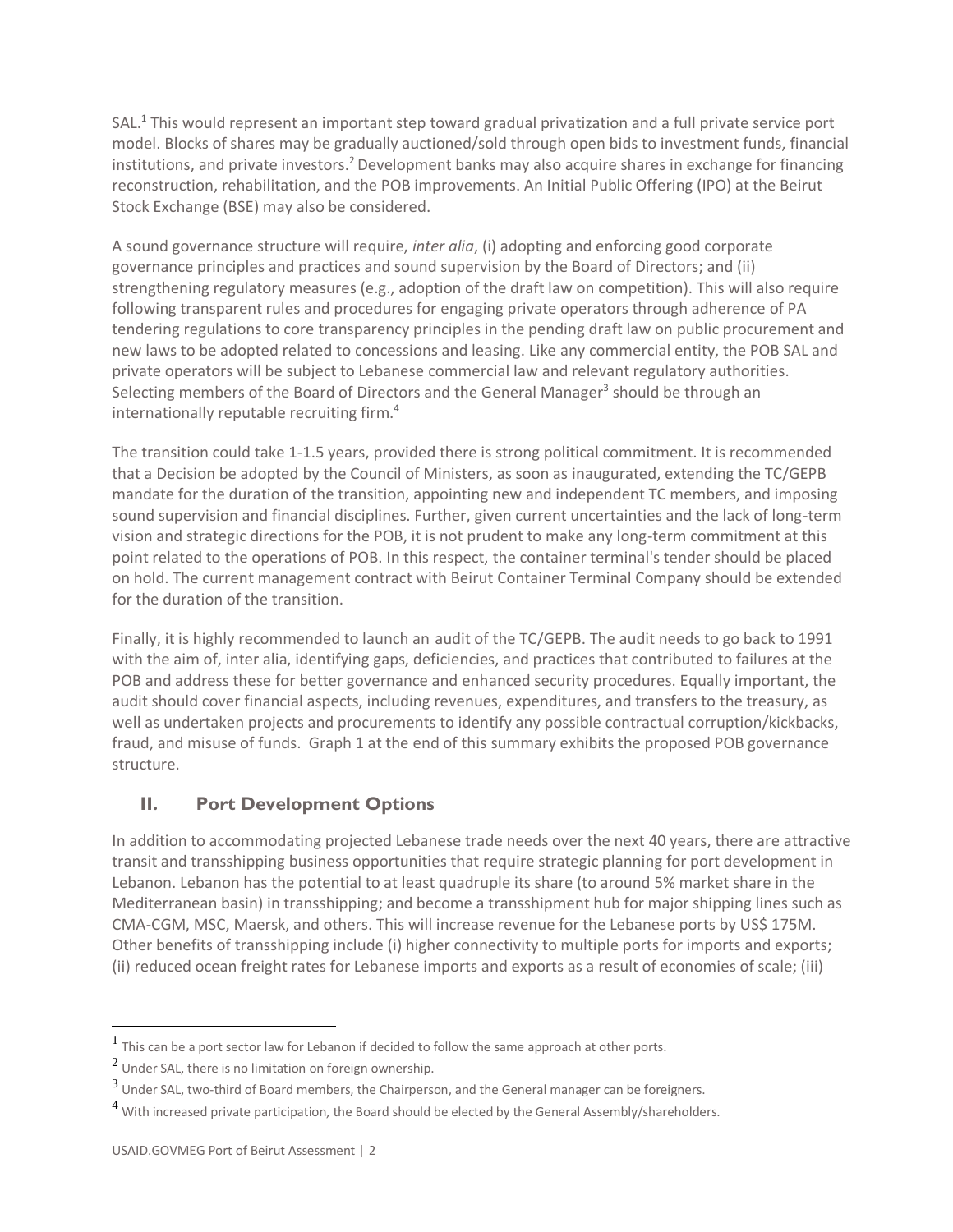SAL.[1] This would represent an important step toward gradual privatization and a full private service port model. Blocks of shares may be gradually auctioned/sold through open bids to investment funds, financial institutions, and private investors.[2] Development banks may also acquire shares in exchange for financing reconstruction, rehabilitation, and the POB improvements. An Initial Public Offering (IPO) at the Beirut Stock Exchange (BSE) may also be considered.

A sound governance structure will require, *inter alia*, (i) adopting and enforcing good corporate governance principles and practices and sound supervision by the Board of Directors; and (ii) strengthening regulatory measures (e.g., adoption of the draft law on competition). This will also require following transparent rules and procedures for engaging private operators through adherence of PA tendering regulations to core transparency principles in the pending draft law on public procurement and new laws to be adopted related to concessions and leasing. Like any commercial entity, the POB SAL and private operators will be subject to Lebanese commercial law and relevant regulatory authorities. Selecting members of the Board of Directors and the General Manager[3] should be through an internationally reputable recruiting firm.[4]

The transition could take 1-1.5 years, provided there is strong political commitment. It is recommended that a Decision be adopted by the Council of Ministers, as soon as inaugurated, extending the TC/GEPB mandate for the duration of the transition, appointing new and independent TC members, and imposing sound supervision and financial disciplines. Further, given current uncertainties and the lack of long-term vision and strategic directions for the POB, it is not prudent to make any long-term commitment at this point related to the operations of POB. In this respect, the container terminal's tender should be placed on hold. The current management contract with Beirut Container Terminal Company should be extended for the duration of the transition.

Finally, it is highly recommended to launch an audit of the TC/GEPB. The audit needs to go back to 1991 with the aim of, inter alia, identifying gaps, deficiencies, and practices that contributed to failures at the POB and address these for better governance and enhanced security procedures. Equally important, the audit should cover financial aspects, including revenues, expenditures, and transfers to the treasury, as well as undertaken projects and procurements to identify any possible contractual corruption/kickbacks, fraud, and misuse of funds. Graph 1 at the end of this summary exhibits the proposed POB governance structure.

## II. Port Development Options

In addition to accommodating projected Lebanese trade needs over the next 40 years, there are attractive transit and transshipping business opportunities that require strategic planning for port development in Lebanon. Lebanon has the potential to at least quadruple its share (to around 5% market share in the Mediterranean basin) in transshipping; and become a transshipment hub for major shipping lines such as CMA-CGM, MSC, Maersk, and others. This will increase revenue for the Lebanese ports by US$ 175M. Other benefits of transshipping include (i) higher connectivity to multiple ports for imports and exports; (ii) reduced ocean freight rates for Lebanese imports and exports as a result of economies of scale; (iii)

---

[1] This can be a port sector law for Lebanon if decided to follow the same approach at other ports.

[2] Under SAL, there is no limitation on foreign ownership.

[3] Under SAL, two-third of Board members, the Chairperson, and the General manager can be foreigners.

[4] With increased private participation, the Board should be elected by the General Assembly/shareholders.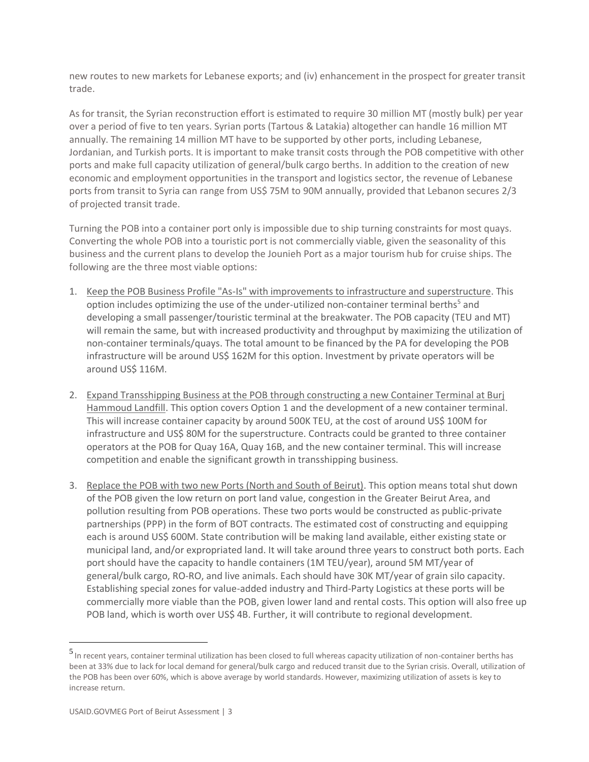new routes to new markets for Lebanese exports; and (iv) enhancement in the prospect for greater transit trade.

As for transit, the Syrian reconstruction effort is estimated to require 30 million MT (mostly bulk) per year over a period of five to ten years. Syrian ports (Tartous & Latakia) altogether can handle 16 million MT annually. The remaining 14 million MT have to be supported by other ports, including Lebanese, Jordanian, and Turkish ports. It is important to make transit costs through the POB competitive with other ports and make full capacity utilization of general/bulk cargo berths. In addition to the creation of new economic and employment opportunities in the transport and logistics sector, the revenue of Lebanese ports from transit to Syria can range from US$ 75M to 90M annually, provided that Lebanon secures 2/3 of projected transit trade.

Turning the POB into a container port only is impossible due to ship turning constraints for most quays. Converting the whole POB into a touristic port is not commercially viable, given the seasonality of this business and the current plans to develop the Jounieh Port as a major tourism hub for cruise ships. The following are the three most viable options:

1. Keep the POB Business Profile "As-Is" with improvements to infrastructure and superstructure. This option includes optimizing the use of the under-utilized non-container terminal berths[5] and developing a small passenger/touristic terminal at the breakwater. The POB capacity (TEU and MT) will remain the same, but with increased productivity and throughput by maximizing the utilization of non-container terminals/quays. The total amount to be financed by the PA for developing the POB infrastructure will be around US$ 162M for this option. Investment by private operators will be around US$ 116M.

2. Expand Transshipping Business at the POB through constructing a new Container Terminal at Burj Hammoud Landfill. This option covers Option 1 and the development of a new container terminal. This will increase container capacity by around 500K TEU, at the cost of around US$ 100M for infrastructure and US$ 80M for the superstructure. Contracts could be granted to three container operators at the POB for Quay 16A, Quay 16B, and the new container terminal. This will increase competition and enable the significant growth in transshipping business.

3. Replace the POB with two new Ports (North and South of Beirut). This option means total shut down of the POB given the low return on port land value, congestion in the Greater Beirut Area, and pollution resulting from POB operations. These two ports would be constructed as public-private partnerships (PPP) in the form of BOT contracts. The estimated cost of constructing and equipping each is around US$ 600M. State contribution will be making land available, either existing state or municipal land, and/or expropriated land. It will take around three years to construct both ports. Each port should have the capacity to handle containers (1M TEU/year), around 5M MT/year of general/bulk cargo, RO-RO, and live animals. Each should have 30K MT/year of grain silo capacity. Establishing special zones for value-added industry and Third-Party Logistics at these ports will be commercially more viable than the POB, given lower land and rental costs. This option will also free up POB land, which is worth over US$ 4B. Further, it will contribute to regional development.

---

[5] In recent years, container terminal utilization has been closed to full whereas capacity utilization of non-container berths has been at 33% due to lack for local demand for general/bulk cargo and reduced transit due to the Syrian crisis. Overall, utilization of the POB has been over 60%, which is above average by world standards. However, maximizing utilization of assets is key to increase return.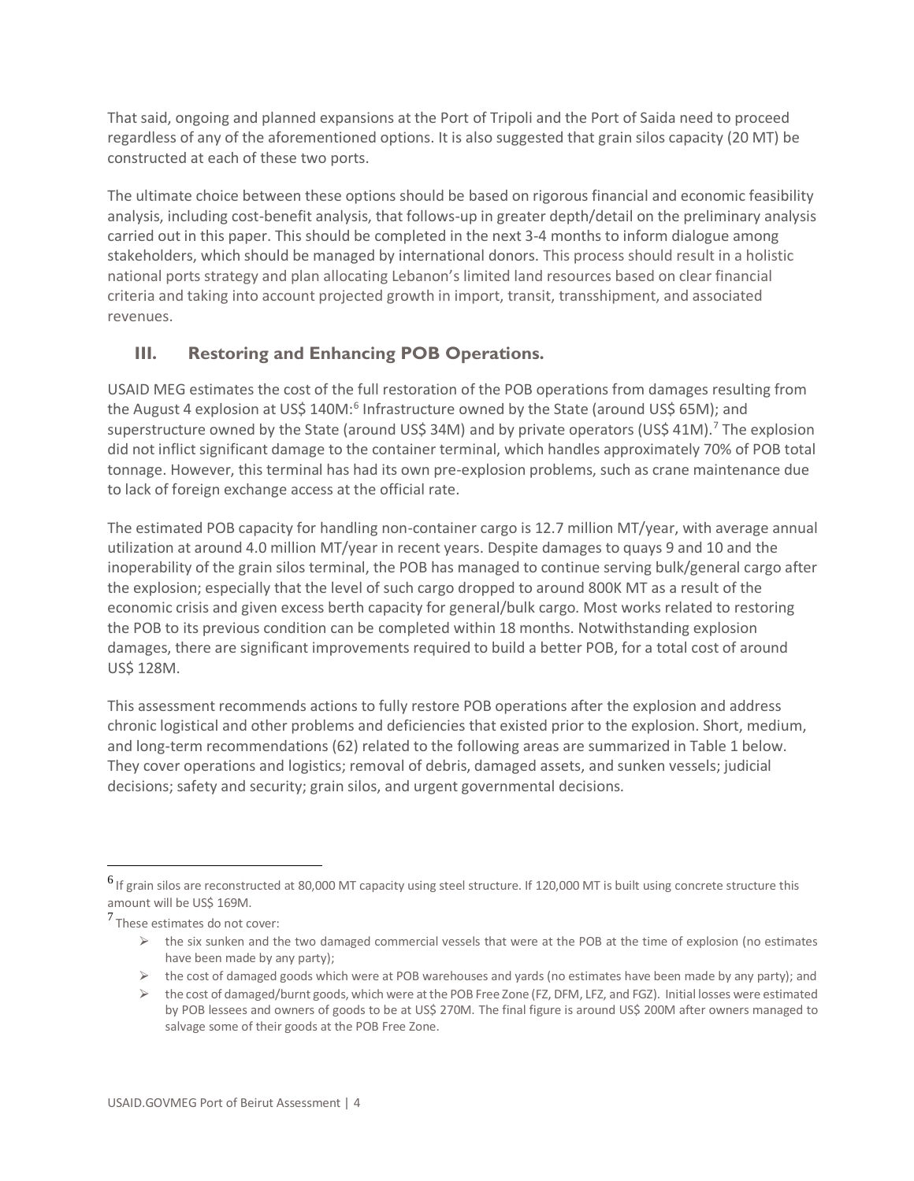That said, ongoing and planned expansions at the Port of Tripoli and the Port of Saida need to proceed regardless of any of the aforementioned options. It is also suggested that grain silos capacity (20 MT) be constructed at each of these two ports.

The ultimate choice between these options should be based on rigorous financial and economic feasibility analysis, including cost-benefit analysis, that follows-up in greater depth/detail on the preliminary analysis carried out in this paper. This should be completed in the next 3-4 months to inform dialogue among stakeholders, which should be managed by international donors. This process should result in a holistic national ports strategy and plan allocating Lebanon's limited land resources based on clear financial criteria and taking into account projected growth in import, transit, transshipment, and associated revenues.

## III. Restoring and Enhancing POB Operations.

USAID MEG estimates the cost of the full restoration of the POB operations from damages resulting from the August 4 explosion at US$ 140M:[6] Infrastructure owned by the State (around US$ 65M); and superstructure owned by the State (around US$ 34M) and by private operators (US$ 41M).[7] The explosion did not inflict significant damage to the container terminal, which handles approximately 70% of POB total tonnage. However, this terminal has had its own pre-explosion problems, such as crane maintenance due to lack of foreign exchange access at the official rate.

The estimated POB capacity for handling non-container cargo is 12.7 million MT/year, with average annual utilization at around 4.0 million MT/year in recent years. Despite damages to quays 9 and 10 and the inoperability of the grain silos terminal, the POB has managed to continue serving bulk/general cargo after the explosion; especially that the level of such cargo dropped to around 800K MT as a result of the economic crisis and given excess berth capacity for general/bulk cargo. Most works related to restoring the POB to its previous condition can be completed within 18 months. Notwithstanding explosion damages, there are significant improvements required to build a better POB, for a total cost of around US$ 128M.

This assessment recommends actions to fully restore POB operations after the explosion and address chronic logistical and other problems and deficiencies that existed prior to the explosion. Short, medium, and long-term recommendations (62) related to the following areas are summarized in Table 1 below. They cover operations and logistics; removal of debris, damaged assets, and sunken vessels; judicial decisions; safety and security; grain silos, and urgent governmental decisions.

---

[6] If grain silos are reconstructed at 80,000 MT capacity using steel structure. If 120,000 MT is built using concrete structure this amount will be US$ 169M.

[7] These estimates do not cover:

- the six sunken and the two damaged commercial vessels that were at the POB at the time of explosion (no estimates have been made by any party);
- the cost of damaged goods which were at POB warehouses and yards (no estimates have been made by any party); and
- the cost of damaged/burnt goods, which were at the POB Free Zone (FZ, DFM, LFZ, and FGZ). Initial losses were estimated by POB lessees and owners of goods to be at US$ 270M. The final figure is around US$ 200M after owners managed to salvage some of their goods at the POB Free Zone.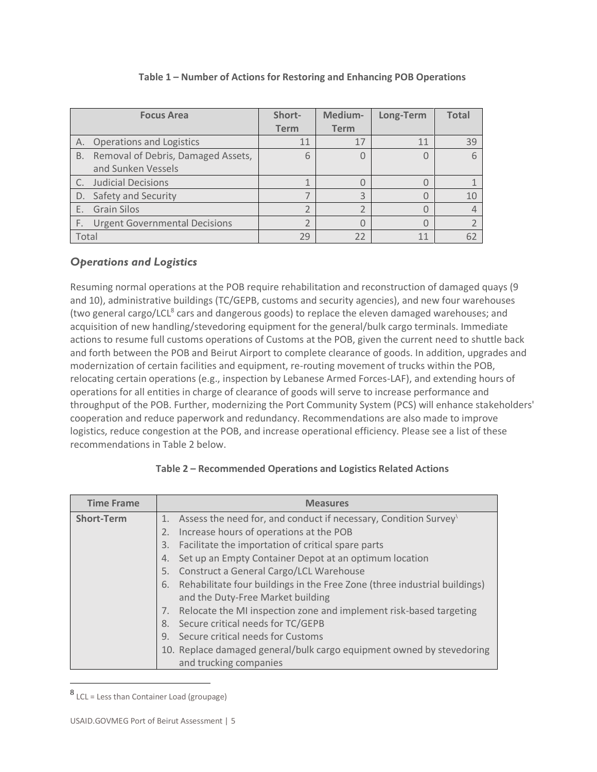**Table 1 – Number of Actions for Restoring and Enhancing POB Operations**

| Focus Area | Short-Term | Medium-Term | Long-Term | Total |
|---|---|---|---|---|
| A. Operations and Logistics | 11 | 17 | 11 | 39 |
| B. Removal of Debris, Damaged Assets, and Sunken Vessels | 6 | 0 | 0 | 6 |
| C. Judicial Decisions | 1 | 0 | 0 | 1 |
| D. Safety and Security | 7 | 3 | 0 | 10 |
| E. Grain Silos | 2 | 2 | 0 | 4 |
| F. Urgent Governmental Decisions | 2 | 0 | 0 | 2 |
| Total | 29 | 22 | 11 | 62 |

## *Operations and Logistics*

Resuming normal operations at the POB require rehabilitation and reconstruction of damaged quays (9 and 10), administrative buildings (TC/GEPB, customs and security agencies), and new four warehouses (two general cargo/LCL[8] cars and dangerous goods) to replace the eleven damaged warehouses; and acquisition of new handling/stevedoring equipment for the general/bulk cargo terminals. Immediate actions to resume full customs operations of Customs at the POB, given the current need to shuttle back and forth between the POB and Beirut Airport to complete clearance of goods. In addition, upgrades and modernization of certain facilities and equipment, re-routing movement of trucks within the POB, relocating certain operations (e.g., inspection by Lebanese Armed Forces-LAF), and extending hours of operations for all entities in charge of clearance of goods will serve to increase performance and throughput of the POB. Further, modernizing the Port Community System (PCS) will enhance stakeholders' cooperation and reduce paperwork and redundancy. Recommendations are also made to improve logistics, reduce congestion at the POB, and increase operational efficiency. Please see a list of these recommendations in Table 2 below.

**Table 2 – Recommended Operations and Logistics Related Actions**

| Time Frame | Measures |
|---|---|
| **Short-Term** | 1. Assess the need for, and conduct if necessary, Condition Survey<br>2. Increase hours of operations at the POB<br>3. Facilitate the importation of critical spare parts<br>4. Set up an Empty Container Depot at an optimum location<br>5. Construct a General Cargo/LCL Warehouse<br>6. Rehabilitate four buildings in the Free Zone (three industrial buildings) and the Duty-Free Market building<br>7. Relocate the MI inspection zone and implement risk-based targeting<br>8. Secure critical needs for TC/GEPB<br>9. Secure critical needs for Customs<br>10. Replace damaged general/bulk cargo equipment owned by stevedoring and trucking companies |

[8] LCL = Less than Container Load (groupage)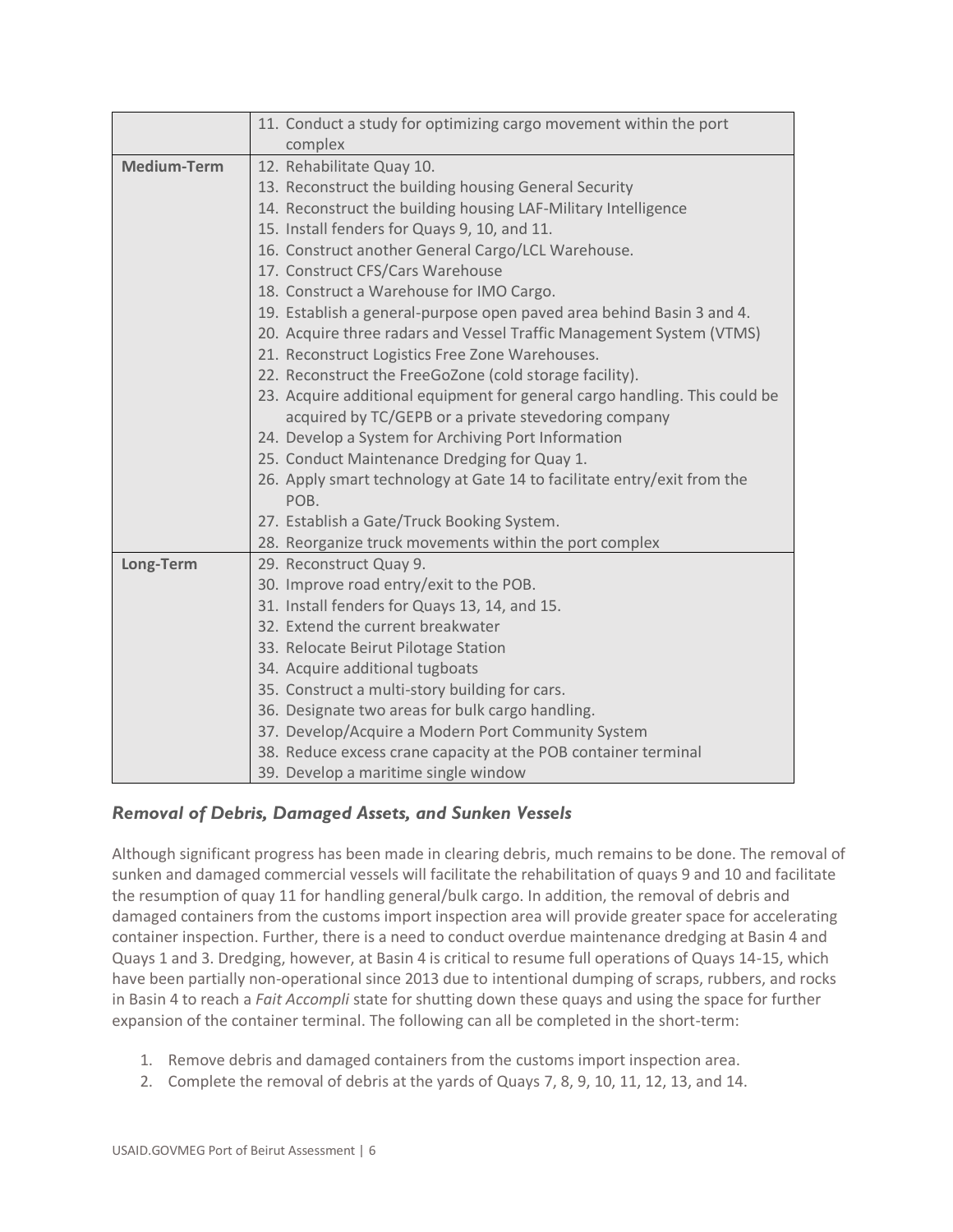| | |
|---|---|
| | 11. Conduct a study for optimizing cargo movement within the port complex |
| **Medium-Term** | 12. Rehabilitate Quay 10.<br>13. Reconstruct the building housing General Security<br>14. Reconstruct the building housing LAF-Military Intelligence<br>15. Install fenders for Quays 9, 10, and 11.<br>16. Construct another General Cargo/LCL Warehouse.<br>17. Construct CFS/Cars Warehouse<br>18. Construct a Warehouse for IMO Cargo.<br>19. Establish a general-purpose open paved area behind Basin 3 and 4.<br>20. Acquire three radars and Vessel Traffic Management System (VTMS)<br>21. Reconstruct Logistics Free Zone Warehouses.<br>22. Reconstruct the FreeGoZone (cold storage facility).<br>23. Acquire additional equipment for general cargo handling. This could be acquired by TC/GEPB or a private stevedoring company<br>24. Develop a System for Archiving Port Information<br>25. Conduct Maintenance Dredging for Quay 1.<br>26. Apply smart technology at Gate 14 to facilitate entry/exit from the POB.<br>27. Establish a Gate/Truck Booking System.<br>28. Reorganize truck movements within the port complex |
| **Long-Term** | 29. Reconstruct Quay 9.<br>30. Improve road entry/exit to the POB.<br>31. Install fenders for Quays 13, 14, and 15.<br>32. Extend the current breakwater<br>33. Relocate Beirut Pilotage Station<br>34. Acquire additional tugboats<br>35. Construct a multi-story building for cars.<br>36. Designate two areas for bulk cargo handling.<br>37. Develop/Acquire a Modern Port Community System<br>38. Reduce excess crane capacity at the POB container terminal<br>39. Develop a maritime single window |

### *Removal of Debris, Damaged Assets, and Sunken Vessels*

Although significant progress has been made in clearing debris, much remains to be done. The removal of sunken and damaged commercial vessels will facilitate the rehabilitation of quays 9 and 10 and facilitate the resumption of quay 11 for handling general/bulk cargo. In addition, the removal of debris and damaged containers from the customs import inspection area will provide greater space for accelerating container inspection. Further, there is a need to conduct overdue maintenance dredging at Basin 4 and Quays 1 and 3. Dredging, however, at Basin 4 is critical to resume full operations of Quays 14-15, which have been partially non-operational since 2013 due to intentional dumping of scraps, rubbers, and rocks in Basin 4 to reach a *Fait Accompli* state for shutting down these quays and using the space for further expansion of the container terminal. The following can all be completed in the short-term:

1. Remove debris and damaged containers from the customs import inspection area.
2. Complete the removal of debris at the yards of Quays 7, 8, 9, 10, 11, 12, 13, and 14.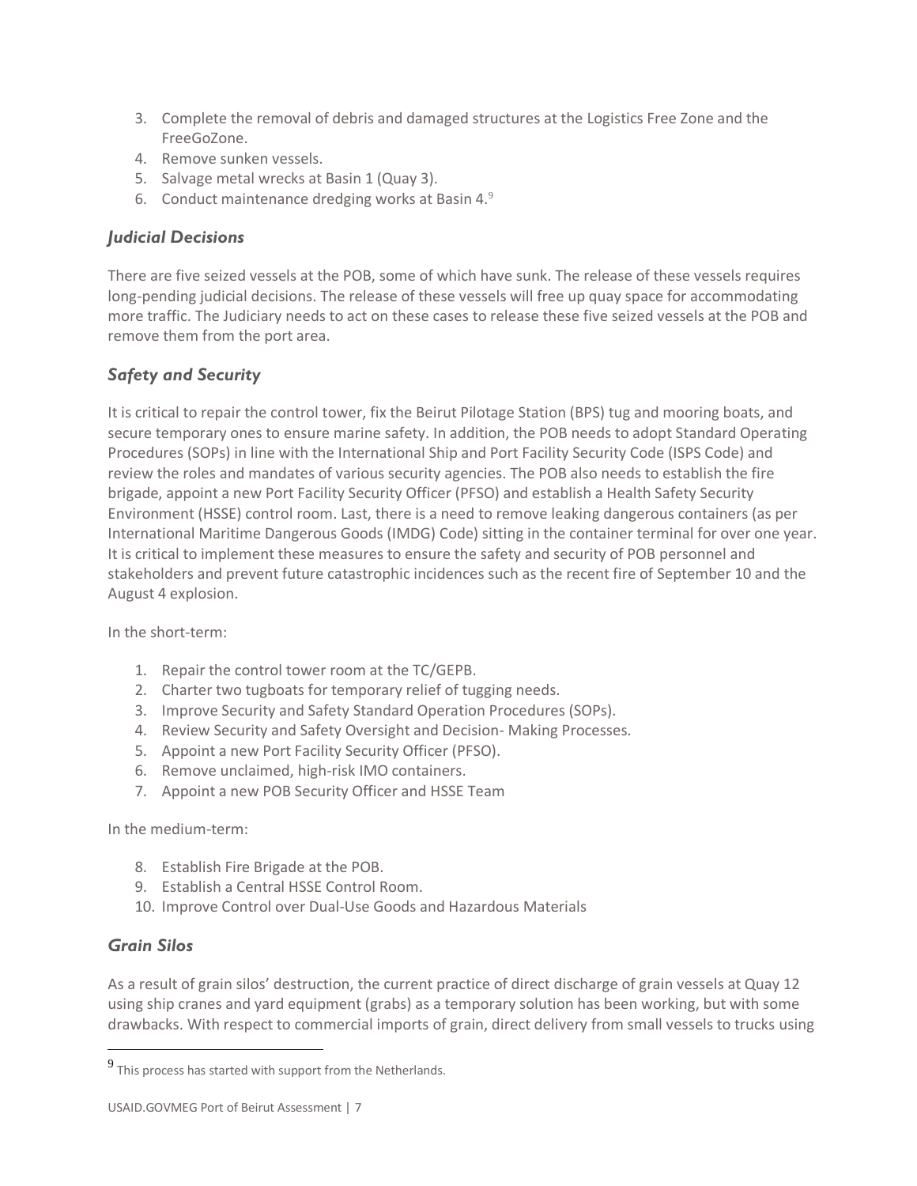3. Complete the removal of debris and damaged structures at the Logistics Free Zone and the FreeGoZone.
4. Remove sunken vessels.
5. Salvage metal wrecks at Basin 1 (Quay 3).
6. Conduct maintenance dredging works at Basin 4.[9]

### *Judicial Decisions*

There are five seized vessels at the POB, some of which have sunk. The release of these vessels requires long-pending judicial decisions. The release of these vessels will free up quay space for accommodating more traffic. The Judiciary needs to act on these cases to release these five seized vessels at the POB and remove them from the port area.

### *Safety and Security*

It is critical to repair the control tower, fix the Beirut Pilotage Station (BPS) tug and mooring boats, and secure temporary ones to ensure marine safety. In addition, the POB needs to adopt Standard Operating Procedures (SOPs) in line with the International Ship and Port Facility Security Code (ISPS Code) and review the roles and mandates of various security agencies. The POB also needs to establish the fire brigade, appoint a new Port Facility Security Officer (PFSO) and establish a Health Safety Security Environment (HSSE) control room. Last, there is a need to remove leaking dangerous containers (as per International Maritime Dangerous Goods (IMDG) Code) sitting in the container terminal for over one year. It is critical to implement these measures to ensure the safety and security of POB personnel and stakeholders and prevent future catastrophic incidences such as the recent fire of September 10 and the August 4 explosion.

In the short-term:

1. Repair the control tower room at the TC/GEPB.
2. Charter two tugboats for temporary relief of tugging needs.
3. Improve Security and Safety Standard Operation Procedures (SOPs).
4. Review Security and Safety Oversight and Decision- Making Processes.
5. Appoint a new Port Facility Security Officer (PFSO).
6. Remove unclaimed, high-risk IMO containers.
7. Appoint a new POB Security Officer and HSSE Team

In the medium-term:

8. Establish Fire Brigade at the POB.
9. Establish a Central HSSE Control Room.
10. Improve Control over Dual-Use Goods and Hazardous Materials

### *Grain Silos*

As a result of grain silos' destruction, the current practice of direct discharge of grain vessels at Quay 12 using ship cranes and yard equipment (grabs) as a temporary solution has been working, but with some drawbacks. With respect to commercial imports of grain, direct delivery from small vessels to trucks using

[9] This process has started with support from the Netherlands.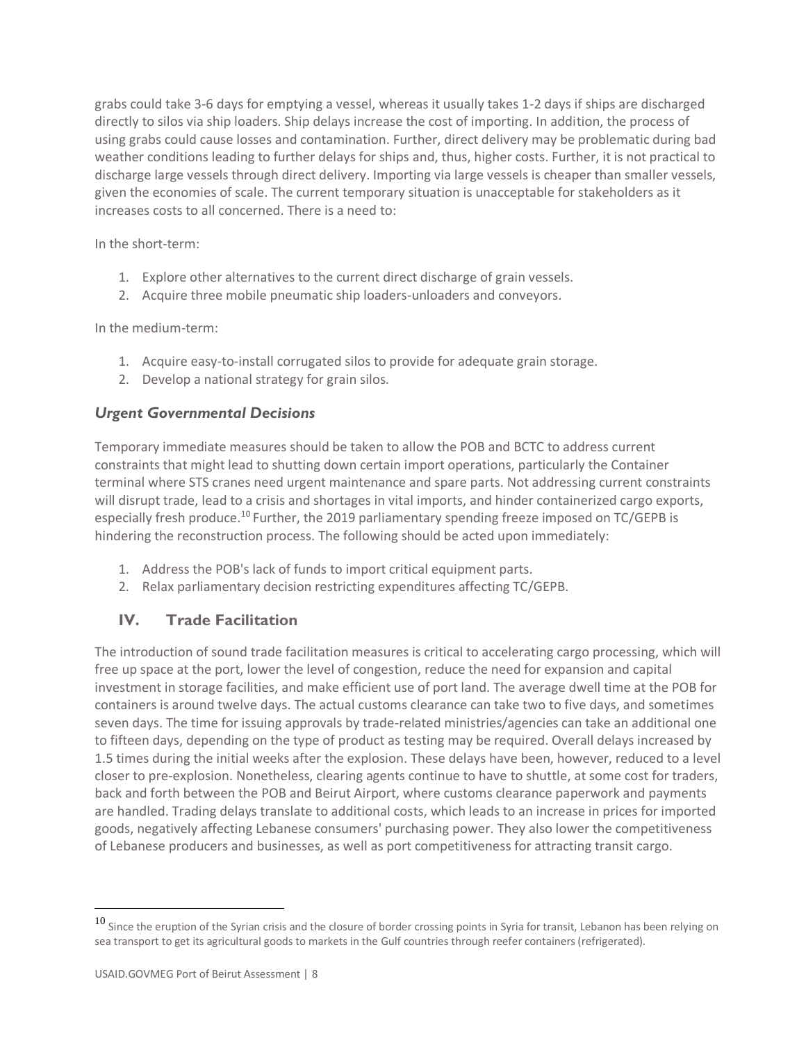grabs could take 3-6 days for emptying a vessel, whereas it usually takes 1-2 days if ships are discharged directly to silos via ship loaders. Ship delays increase the cost of importing. In addition, the process of using grabs could cause losses and contamination. Further, direct delivery may be problematic during bad weather conditions leading to further delays for ships and, thus, higher costs. Further, it is not practical to discharge large vessels through direct delivery. Importing via large vessels is cheaper than smaller vessels, given the economies of scale. The current temporary situation is unacceptable for stakeholders as it increases costs to all concerned. There is a need to:

In the short-term:

1. Explore other alternatives to the current direct discharge of grain vessels.
2. Acquire three mobile pneumatic ship loaders-unloaders and conveyors.

In the medium-term:

1. Acquire easy-to-install corrugated silos to provide for adequate grain storage.
2. Develop a national strategy for grain silos.

### *Urgent Governmental Decisions*

Temporary immediate measures should be taken to allow the POB and BCTC to address current constraints that might lead to shutting down certain import operations, particularly the Container terminal where STS cranes need urgent maintenance and spare parts. Not addressing current constraints will disrupt trade, lead to a crisis and shortages in vital imports, and hinder containerized cargo exports, especially fresh produce.[10] Further, the 2019 parliamentary spending freeze imposed on TC/GEPB is hindering the reconstruction process. The following should be acted upon immediately:

1. Address the POB's lack of funds to import critical equipment parts.
2. Relax parliamentary decision restricting expenditures affecting TC/GEPB.

## IV. Trade Facilitation

The introduction of sound trade facilitation measures is critical to accelerating cargo processing, which will free up space at the port, lower the level of congestion, reduce the need for expansion and capital investment in storage facilities, and make efficient use of port land. The average dwell time at the POB for containers is around twelve days. The actual customs clearance can take two to five days, and sometimes seven days. The time for issuing approvals by trade-related ministries/agencies can take an additional one to fifteen days, depending on the type of product as testing may be required. Overall delays increased by 1.5 times during the initial weeks after the explosion. These delays have been, however, reduced to a level closer to pre-explosion. Nonetheless, clearing agents continue to have to shuttle, at some cost for traders, back and forth between the POB and Beirut Airport, where customs clearance paperwork and payments are handled. Trading delays translate to additional costs, which leads to an increase in prices for imported goods, negatively affecting Lebanese consumers' purchasing power. They also lower the competitiveness of Lebanese producers and businesses, as well as port competitiveness for attracting transit cargo.

[10] Since the eruption of the Syrian crisis and the closure of border crossing points in Syria for transit, Lebanon has been relying on sea transport to get its agricultural goods to markets in the Gulf countries through reefer containers (refrigerated).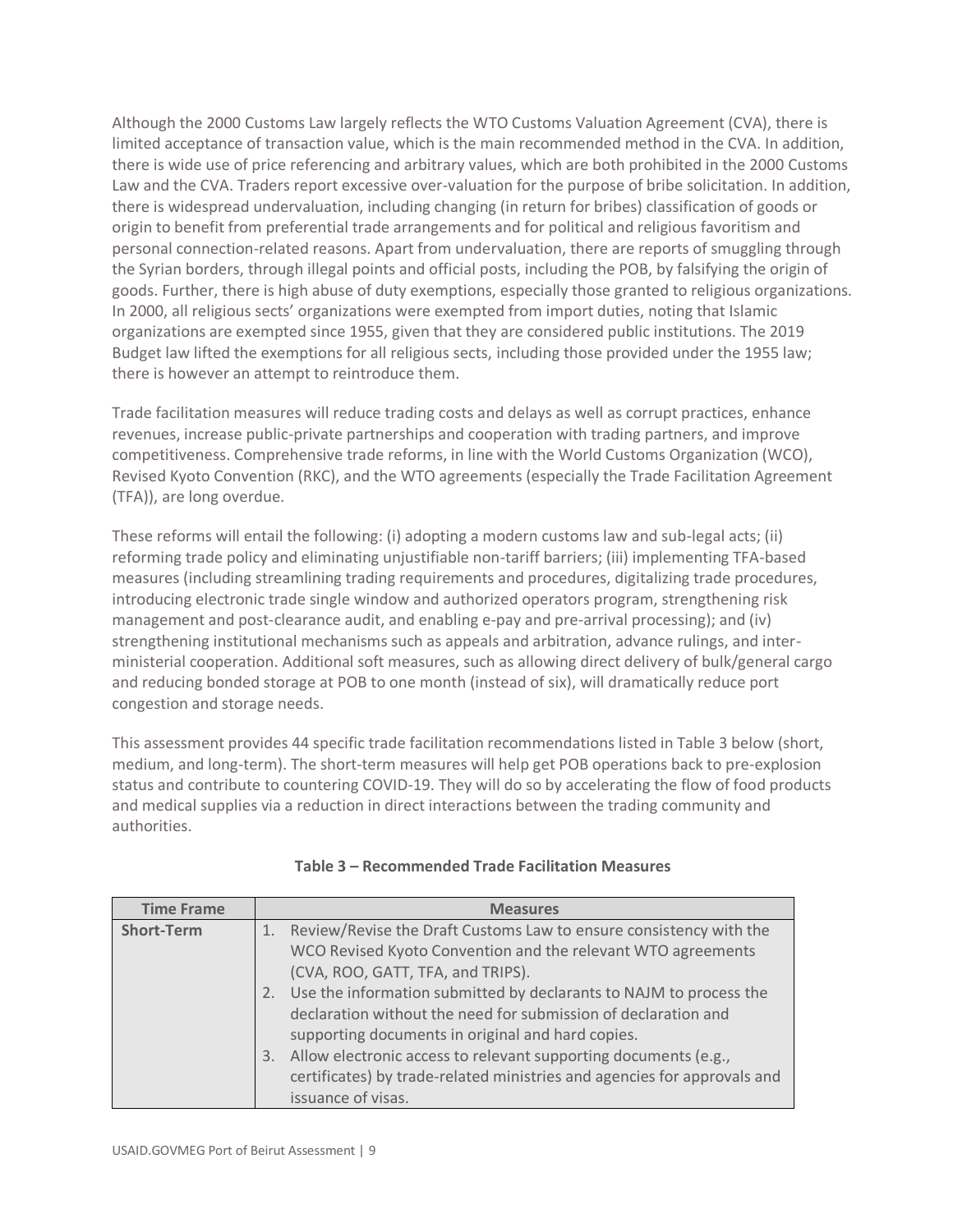Although the 2000 Customs Law largely reflects the WTO Customs Valuation Agreement (CVA), there is limited acceptance of transaction value, which is the main recommended method in the CVA. In addition, there is wide use of price referencing and arbitrary values, which are both prohibited in the 2000 Customs Law and the CVA. Traders report excessive over-valuation for the purpose of bribe solicitation. In addition, there is widespread undervaluation, including changing (in return for bribes) classification of goods or origin to benefit from preferential trade arrangements and for political and religious favoritism and personal connection-related reasons. Apart from undervaluation, there are reports of smuggling through the Syrian borders, through illegal points and official posts, including the POB, by falsifying the origin of goods. Further, there is high abuse of duty exemptions, especially those granted to religious organizations. In 2000, all religious sects' organizations were exempted from import duties, noting that Islamic organizations are exempted since 1955, given that they are considered public institutions. The 2019 Budget law lifted the exemptions for all religious sects, including those provided under the 1955 law; there is however an attempt to reintroduce them.

Trade facilitation measures will reduce trading costs and delays as well as corrupt practices, enhance revenues, increase public-private partnerships and cooperation with trading partners, and improve competitiveness. Comprehensive trade reforms, in line with the World Customs Organization (WCO), Revised Kyoto Convention (RKC), and the WTO agreements (especially the Trade Facilitation Agreement (TFA)), are long overdue.

These reforms will entail the following: (i) adopting a modern customs law and sub-legal acts; (ii) reforming trade policy and eliminating unjustifiable non-tariff barriers; (iii) implementing TFA-based measures (including streamlining trading requirements and procedures, digitalizing trade procedures, introducing electronic trade single window and authorized operators program, strengthening risk management and post-clearance audit, and enabling e-pay and pre-arrival processing); and (iv) strengthening institutional mechanisms such as appeals and arbitration, advance rulings, and inter-ministerial cooperation. Additional soft measures, such as allowing direct delivery of bulk/general cargo and reducing bonded storage at POB to one month (instead of six), will dramatically reduce port congestion and storage needs.

This assessment provides 44 specific trade facilitation recommendations listed in Table 3 below (short, medium, and long-term). The short-term measures will help get POB operations back to pre-explosion status and contribute to countering COVID-19. They will do so by accelerating the flow of food products and medical supplies via a reduction in direct interactions between the trading community and authorities.

**Table 3 – Recommended Trade Facilitation Measures**

| Time Frame | Measures |
| --- | --- |
| **Short-Term** | 1. Review/Revise the Draft Customs Law to ensure consistency with the WCO Revised Kyoto Convention and the relevant WTO agreements (CVA, ROO, GATT, TFA, and TRIPS).<br>2. Use the information submitted by declarants to NAJM to process the declaration without the need for submission of declaration and supporting documents in original and hard copies.<br>3. Allow electronic access to relevant supporting documents (e.g., certificates) by trade-related ministries and agencies for approvals and issuance of visas. |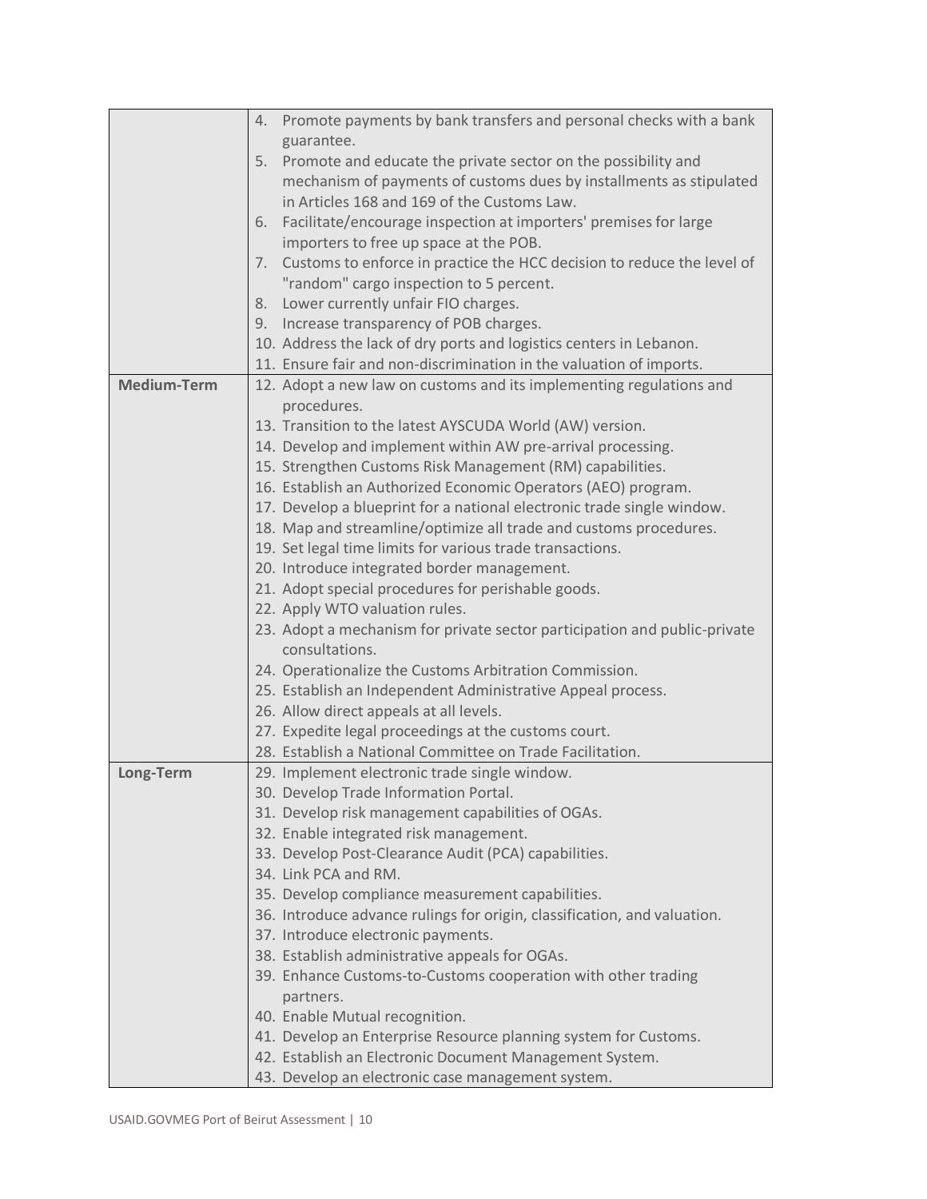| | |
|---|---|
| | 4. Promote payments by bank transfers and personal checks with a bank guarantee.<br>5. Promote and educate the private sector on the possibility and mechanism of payments of customs dues by installments as stipulated in Articles 168 and 169 of the Customs Law.<br>6. Facilitate/encourage inspection at importers' premises for large importers to free up space at the POB.<br>7. Customs to enforce in practice the HCC decision to reduce the level of "random" cargo inspection to 5 percent.<br>8. Lower currently unfair FIO charges.<br>9. Increase transparency of POB charges.<br>10. Address the lack of dry ports and logistics centers in Lebanon.<br>11. Ensure fair and non-discrimination in the valuation of imports. |
| **Medium-Term** | 12. Adopt a new law on customs and its implementing regulations and procedures.<br>13. Transition to the latest AYSCUDA World (AW) version.<br>14. Develop and implement within AW pre-arrival processing.<br>15. Strengthen Customs Risk Management (RM) capabilities.<br>16. Establish an Authorized Economic Operators (AEO) program.<br>17. Develop a blueprint for a national electronic trade single window.<br>18. Map and streamline/optimize all trade and customs procedures.<br>19. Set legal time limits for various trade transactions.<br>20. Introduce integrated border management.<br>21. Adopt special procedures for perishable goods.<br>22. Apply WTO valuation rules.<br>23. Adopt a mechanism for private sector participation and public-private consultations.<br>24. Operationalize the Customs Arbitration Commission.<br>25. Establish an Independent Administrative Appeal process.<br>26. Allow direct appeals at all levels.<br>27. Expedite legal proceedings at the customs court.<br>28. Establish a National Committee on Trade Facilitation. |
| **Long-Term** | 29. Implement electronic trade single window.<br>30. Develop Trade Information Portal.<br>31. Develop risk management capabilities of OGAs.<br>32. Enable integrated risk management.<br>33. Develop Post-Clearance Audit (PCA) capabilities.<br>34. Link PCA and RM.<br>35. Develop compliance measurement capabilities.<br>36. Introduce advance rulings for origin, classification, and valuation.<br>37. Introduce electronic payments.<br>38. Establish administrative appeals for OGAs.<br>39. Enhance Customs-to-Customs cooperation with other trading partners.<br>40. Enable Mutual recognition.<br>41. Develop an Enterprise Resource planning system for Customs.<br>42. Establish an Electronic Document Management System.<br>43. Develop an electronic case management system. |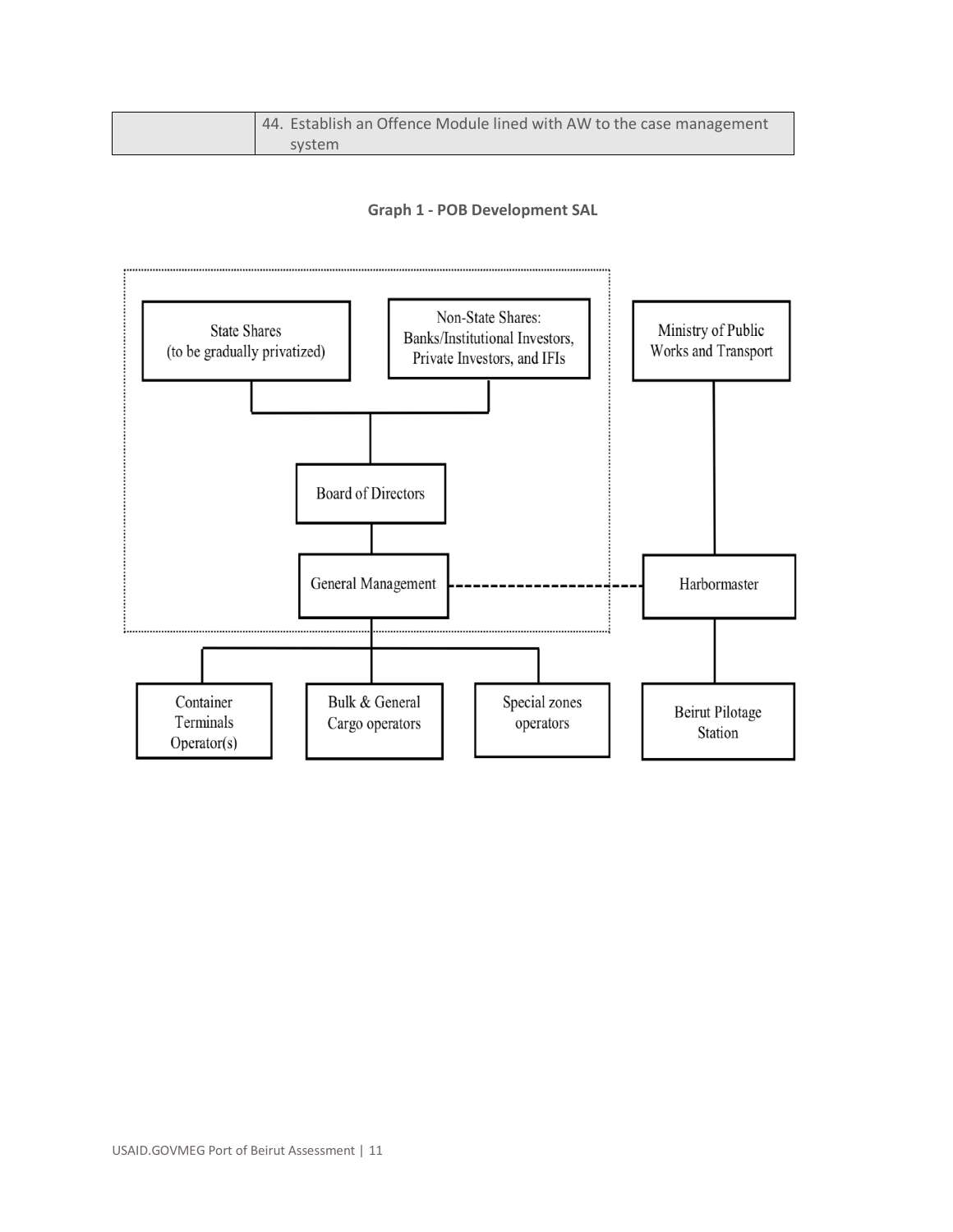| | 44. Establish an Offence Module lined with AW to the case management system |
|---|---|

**Graph 1 - POB Development SAL**

State Shares (to be gradually privatized)

Non-State Shares: Banks/Institutional Investors, Private Investors, and IFIs

Board of Directors

General Management

Ministry of Public Works and Transport

Harbormaster

Container Terminals Operator(s)

Bulk & General Cargo operators

Special zones operators

Beirut Pilotage Station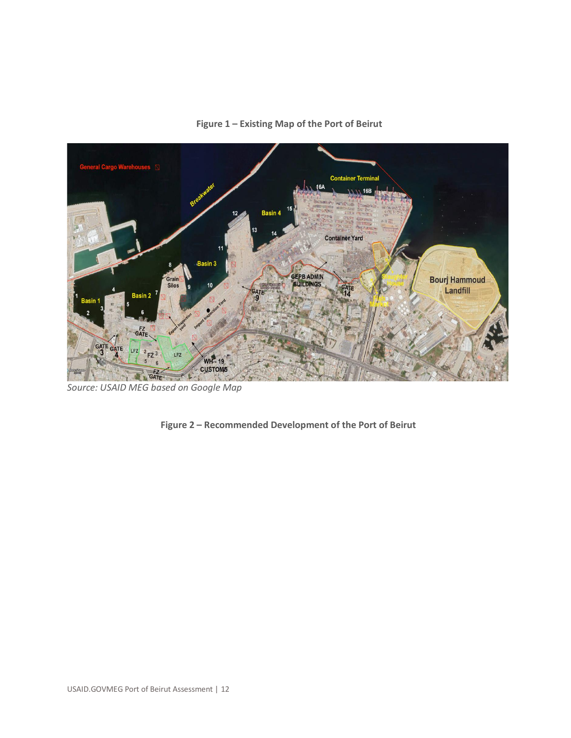**Figure 1 – Existing Map of the Port of Beirut**

*Source: USAID MEG based on Google Map*

**Figure 2 – Recommended Development of the Port of Beirut**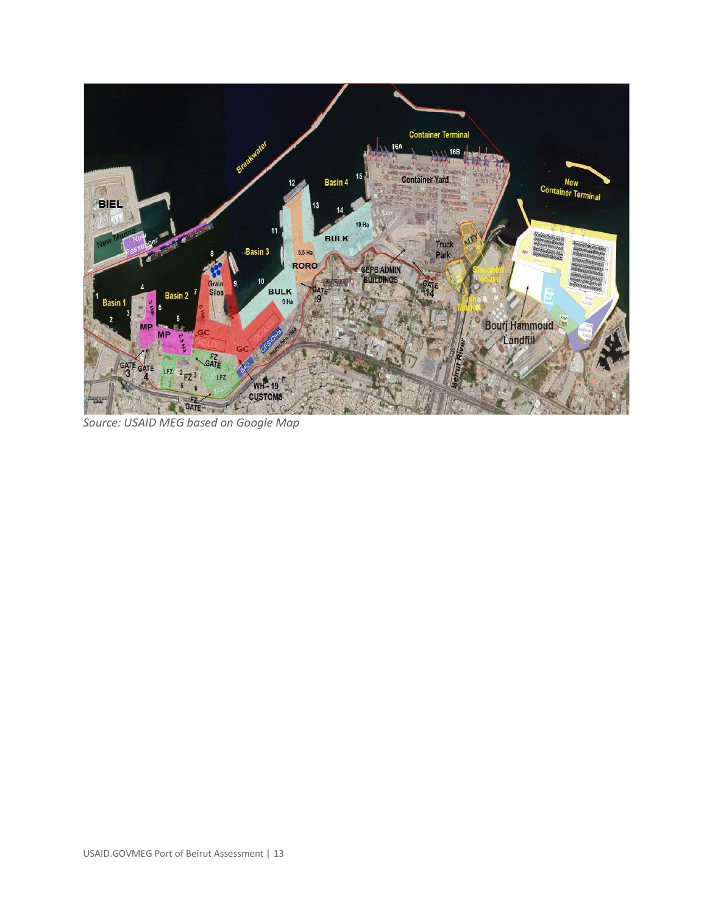Breakwater

Container Terminal

16A

16B

New Container Terminal

BIEL

12

Basin 4

15

Container Yard

13

14

New Marina

New Passenger

11

10 Ha

BULK

8

Basin 3

5.5 Ha

Truck Park

MTY

RORO

GEPB ADMIN BUILDINGS

Slaughter House

Grain Silos

9

10

GATE 14

4

Basin 2

7

BULK

GATE 9

Fish Market

1

Basin 1

5

9 Ha

3

6

2

MP

MP

GC

GC

CFS/Cars

Inspection Yard

Bourj Hammoud Landfill

GATE 3

GATE 4

LFZ

FZ 2 3

LFZ

FZ GATE

IMO

Beirut River

5

6

WH-19 CUSTOMS

FZ GATE

*Source: USAID MEG based on Google Map*